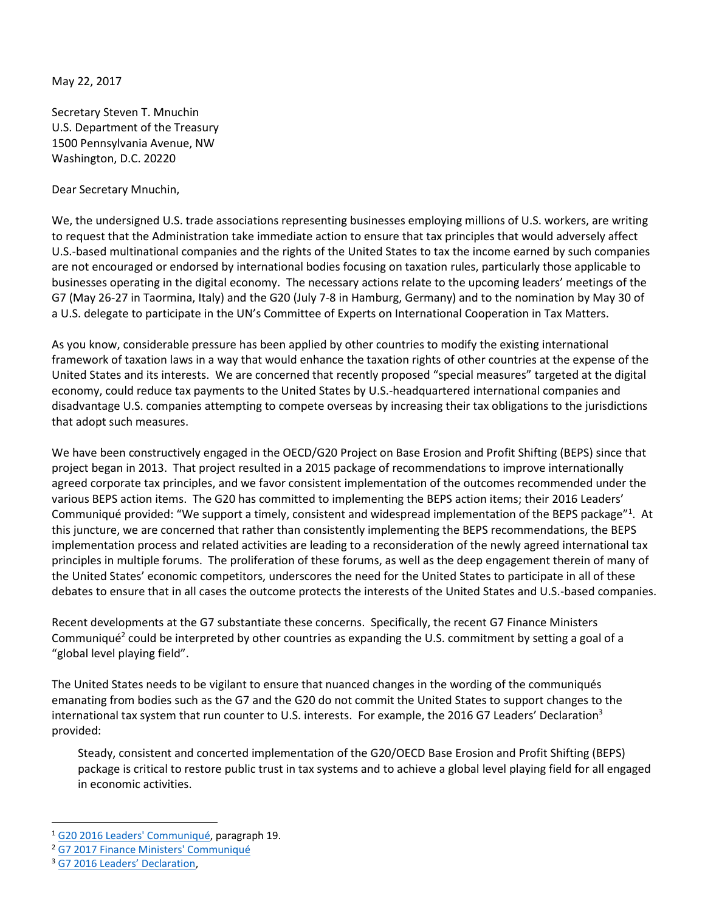May 22, 2017

Secretary Steven T. Mnuchin
U.S. Department of the Treasury
1500 Pennsylvania Avenue, NW
Washington, D.C. 20220

Dear Secretary Mnuchin,

We, the undersigned U.S. trade associations representing businesses employing millions of U.S. workers, are writing to request that the Administration take immediate action to ensure that tax principles that would adversely affect U.S.-based multinational companies and the rights of the United States to tax the income earned by such companies are not encouraged or endorsed by international bodies focusing on taxation rules, particularly those applicable to businesses operating in the digital economy. The necessary actions relate to the upcoming leaders' meetings of the G7 (May 26-27 in Taormina, Italy) and the G20 (July 7-8 in Hamburg, Germany) and to the nomination by May 30 of a U.S. delegate to participate in the UN's Committee of Experts on International Cooperation in Tax Matters.

As you know, considerable pressure has been applied by other countries to modify the existing international framework of taxation laws in a way that would enhance the taxation rights of other countries at the expense of the United States and its interests. We are concerned that recently proposed "special measures" targeted at the digital economy, could reduce tax payments to the United States by U.S.-headquartered international companies and disadvantage U.S. companies attempting to compete overseas by increasing their tax obligations to the jurisdictions that adopt such measures.

We have been constructively engaged in the OECD/G20 Project on Base Erosion and Profit Shifting (BEPS) since that project began in 2013. That project resulted in a 2015 package of recommendations to improve internationally agreed corporate tax principles, and we favor consistent implementation of the outcomes recommended under the various BEPS action items. The G20 has committed to implementing the BEPS action items; their 2016 Leaders' Communiqué provided: "We support a timely, consistent and widespread implementation of the BEPS package"[1]. At this juncture, we are concerned that rather than consistently implementing the BEPS recommendations, the BEPS implementation process and related activities are leading to a reconsideration of the newly agreed international tax principles in multiple forums. The proliferation of these forums, as well as the deep engagement therein of many of the United States' economic competitors, underscores the need for the United States to participate in all of these debates to ensure that in all cases the outcome protects the interests of the United States and U.S.-based companies.

Recent developments at the G7 substantiate these concerns. Specifically, the recent G7 Finance Ministers Communiqué[2] could be interpreted by other countries as expanding the U.S. commitment by setting a goal of a "global level playing field".

The United States needs to be vigilant to ensure that nuanced changes in the wording of the communiqués emanating from bodies such as the G7 and the G20 do not commit the United States to support changes to the international tax system that run counter to U.S. interests. For example, the 2016 G7 Leaders' Declaration[3] provided:

> Steady, consistent and concerted implementation of the G20/OECD Base Erosion and Profit Shifting (BEPS) package is critical to restore public trust in tax systems and to achieve a global level playing field for all engaged in economic activities.

---

[1] G20 2016 Leaders' Communiqué, paragraph 19.
[2] G7 2017 Finance Ministers' Communiqué
[3] G7 2016 Leaders' Declaration,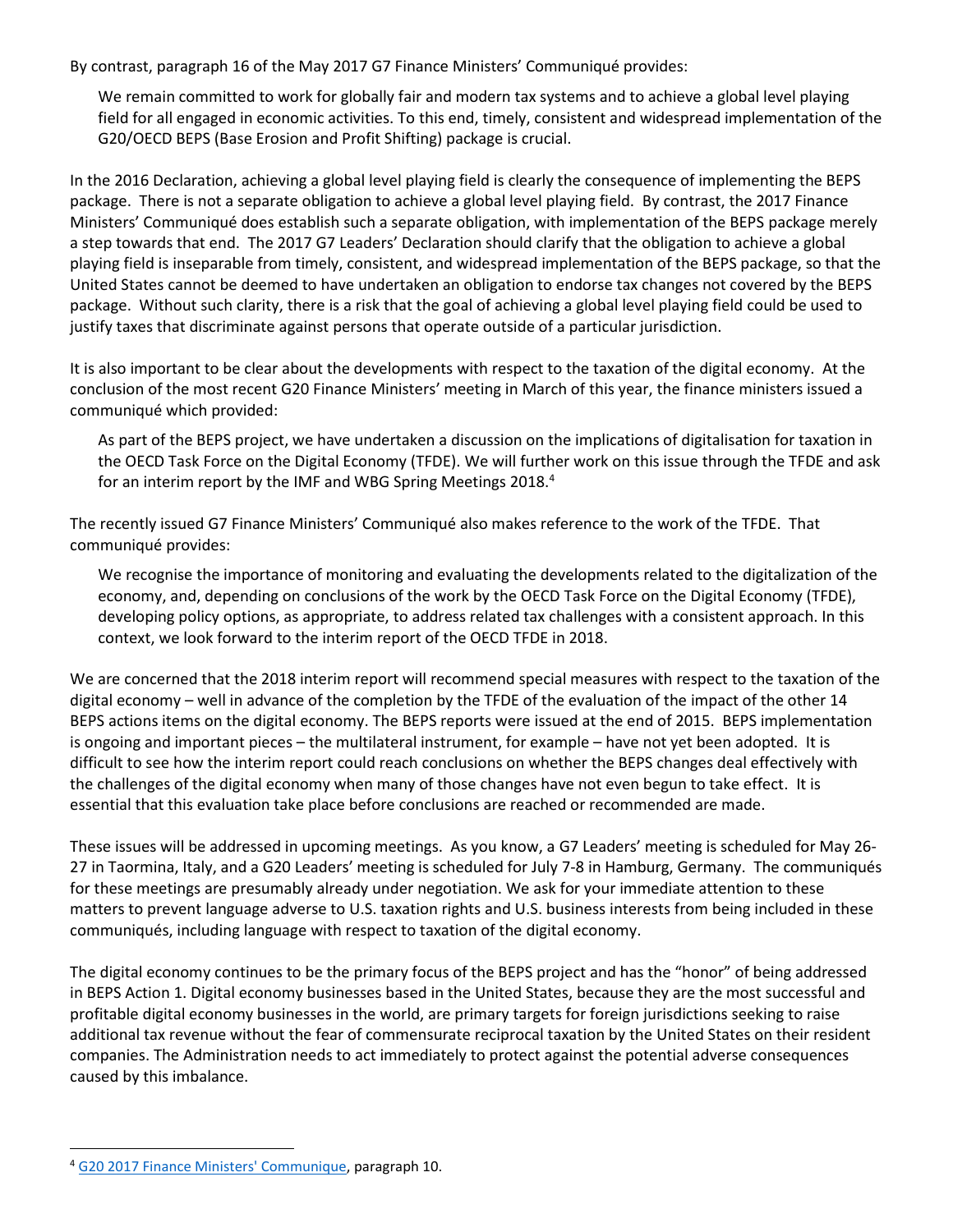By contrast, paragraph 16 of the May 2017 G7 Finance Ministers' Communiqué provides:

> We remain committed to work for globally fair and modern tax systems and to achieve a global level playing field for all engaged in economic activities. To this end, timely, consistent and widespread implementation of the G20/OECD BEPS (Base Erosion and Profit Shifting) package is crucial.

In the 2016 Declaration, achieving a global level playing field is clearly the consequence of implementing the BEPS package. There is not a separate obligation to achieve a global level playing field. By contrast, the 2017 Finance Ministers' Communiqué does establish such a separate obligation, with implementation of the BEPS package merely a step towards that end. The 2017 G7 Leaders' Declaration should clarify that the obligation to achieve a global playing field is inseparable from timely, consistent, and widespread implementation of the BEPS package, so that the United States cannot be deemed to have undertaken an obligation to endorse tax changes not covered by the BEPS package. Without such clarity, there is a risk that the goal of achieving a global level playing field could be used to justify taxes that discriminate against persons that operate outside of a particular jurisdiction.

It is also important to be clear about the developments with respect to the taxation of the digital economy. At the conclusion of the most recent G20 Finance Ministers' meeting in March of this year, the finance ministers issued a communiqué which provided:

> As part of the BEPS project, we have undertaken a discussion on the implications of digitalisation for taxation in the OECD Task Force on the Digital Economy (TFDE). We will further work on this issue through the TFDE and ask for an interim report by the IMF and WBG Spring Meetings 2018.[4]

The recently issued G7 Finance Ministers' Communiqué also makes reference to the work of the TFDE. That communiqué provides:

> We recognise the importance of monitoring and evaluating the developments related to the digitalization of the economy, and, depending on conclusions of the work by the OECD Task Force on the Digital Economy (TFDE), developing policy options, as appropriate, to address related tax challenges with a consistent approach. In this context, we look forward to the interim report of the OECD TFDE in 2018.

We are concerned that the 2018 interim report will recommend special measures with respect to the taxation of the digital economy – well in advance of the completion by the TFDE of the evaluation of the impact of the other 14 BEPS actions items on the digital economy. The BEPS reports were issued at the end of 2015. BEPS implementation is ongoing and important pieces – the multilateral instrument, for example – have not yet been adopted. It is difficult to see how the interim report could reach conclusions on whether the BEPS changes deal effectively with the challenges of the digital economy when many of those changes have not even begun to take effect. It is essential that this evaluation take place before conclusions are reached or recommended are made.

These issues will be addressed in upcoming meetings. As you know, a G7 Leaders' meeting is scheduled for May 26-27 in Taormina, Italy, and a G20 Leaders' meeting is scheduled for July 7-8 in Hamburg, Germany. The communiqués for these meetings are presumably already under negotiation. We ask for your immediate attention to these matters to prevent language adverse to U.S. taxation rights and U.S. business interests from being included in these communiqués, including language with respect to taxation of the digital economy.

The digital economy continues to be the primary focus of the BEPS project and has the "honor" of being addressed in BEPS Action 1. Digital economy businesses based in the United States, because they are the most successful and profitable digital economy businesses in the world, are primary targets for foreign jurisdictions seeking to raise additional tax revenue without the fear of commensurate reciprocal taxation by the United States on their resident companies. The Administration needs to act immediately to protect against the potential adverse consequences caused by this imbalance.

---

[4] G20 2017 Finance Ministers' Communique, paragraph 10.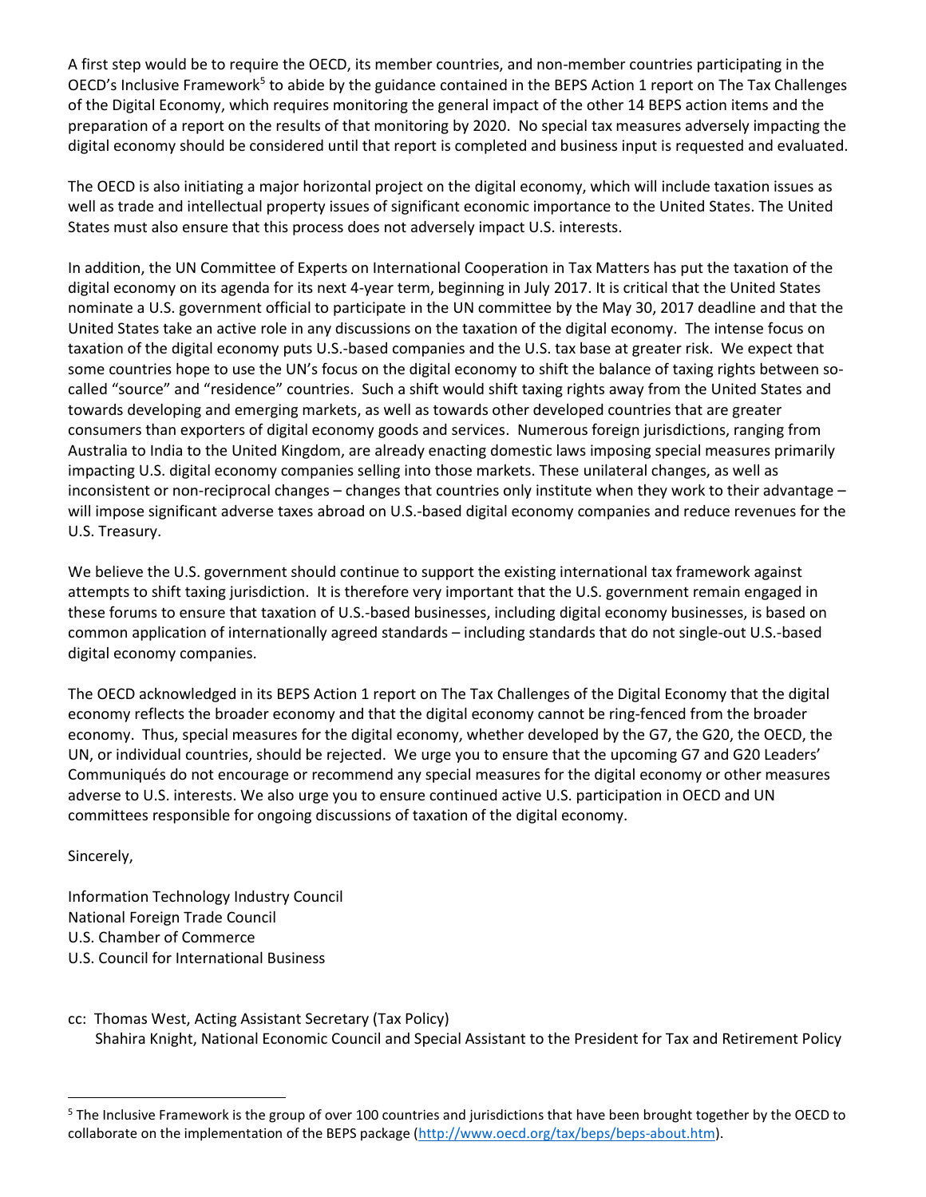A first step would be to require the OECD, its member countries, and non-member countries participating in the OECD's Inclusive Framework[5] to abide by the guidance contained in the BEPS Action 1 report on The Tax Challenges of the Digital Economy, which requires monitoring the general impact of the other 14 BEPS action items and the preparation of a report on the results of that monitoring by 2020. No special tax measures adversely impacting the digital economy should be considered until that report is completed and business input is requested and evaluated.

The OECD is also initiating a major horizontal project on the digital economy, which will include taxation issues as well as trade and intellectual property issues of significant economic importance to the United States. The United States must also ensure that this process does not adversely impact U.S. interests.

In addition, the UN Committee of Experts on International Cooperation in Tax Matters has put the taxation of the digital economy on its agenda for its next 4-year term, beginning in July 2017. It is critical that the United States nominate a U.S. government official to participate in the UN committee by the May 30, 2017 deadline and that the United States take an active role in any discussions on the taxation of the digital economy. The intense focus on taxation of the digital economy puts U.S.-based companies and the U.S. tax base at greater risk. We expect that some countries hope to use the UN's focus on the digital economy to shift the balance of taxing rights between so-called "source" and "residence" countries. Such a shift would shift taxing rights away from the United States and towards developing and emerging markets, as well as towards other developed countries that are greater consumers than exporters of digital economy goods and services. Numerous foreign jurisdictions, ranging from Australia to India to the United Kingdom, are already enacting domestic laws imposing special measures primarily impacting U.S. digital economy companies selling into those markets. These unilateral changes, as well as inconsistent or non-reciprocal changes – changes that countries only institute when they work to their advantage – will impose significant adverse taxes abroad on U.S.-based digital economy companies and reduce revenues for the U.S. Treasury.

We believe the U.S. government should continue to support the existing international tax framework against attempts to shift taxing jurisdiction. It is therefore very important that the U.S. government remain engaged in these forums to ensure that taxation of U.S.-based businesses, including digital economy businesses, is based on common application of internationally agreed standards – including standards that do not single-out U.S.-based digital economy companies.

The OECD acknowledged in its BEPS Action 1 report on The Tax Challenges of the Digital Economy that the digital economy reflects the broader economy and that the digital economy cannot be ring-fenced from the broader economy. Thus, special measures for the digital economy, whether developed by the G7, the G20, the OECD, the UN, or individual countries, should be rejected. We urge you to ensure that the upcoming G7 and G20 Leaders' Communiqués do not encourage or recommend any special measures for the digital economy or other measures adverse to U.S. interests. We also urge you to ensure continued active U.S. participation in OECD and UN committees responsible for ongoing discussions of taxation of the digital economy.

Sincerely,

Information Technology Industry Council
National Foreign Trade Council
U.S. Chamber of Commerce
U.S. Council for International Business

cc: Thomas West, Acting Assistant Secretary (Tax Policy)
Shahira Knight, National Economic Council and Special Assistant to the President for Tax and Retirement Policy

---

[5] The Inclusive Framework is the group of over 100 countries and jurisdictions that have been brought together by the OECD to collaborate on the implementation of the BEPS package (http://www.oecd.org/tax/beps/beps-about.htm).